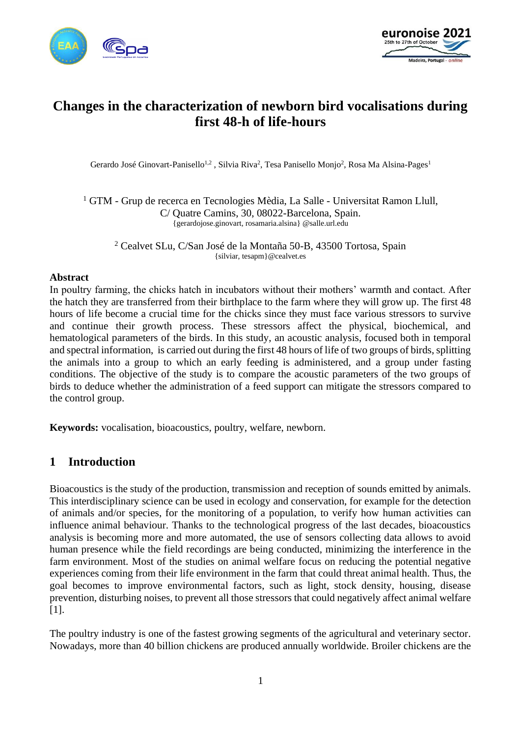# Changes in the characterization of newborn bird vocalisations during first 48-h of life-hours

Gerardo José Ginovart-Panisello[1,2] , Silvia Riva[2], Tesa Panisello Monjo[2], Rosa Ma Alsina-Pages[1]

[1] GTM - Grup de recerca en Tecnologies Mèdia, La Salle - Universitat Ramon Llull, C/ Quatre Camins, 30, 08022-Barcelona, Spain.
{gerardojose.ginovart, rosamaria.alsina} @salle.url.edu

[2] Cealvet SLu, C/San José de la Montaña 50-B, 43500 Tortosa, Spain
{silviar, tesapm}@cealvet.es

**Abstract**

In poultry farming, the chicks hatch in incubators without their mothers' warmth and contact. After the hatch they are transferred from their birthplace to the farm where they will grow up. The first 48 hours of life become a crucial time for the chicks since they must face various stressors to survive and continue their growth process. These stressors affect the physical, biochemical, and hematological parameters of the birds. In this study, an acoustic analysis, focused both in temporal and spectral information, is carried out during the first 48 hours of life of two groups of birds, splitting the animals into a group to which an early feeding is administered, and a group under fasting conditions. The objective of the study is to compare the acoustic parameters of the two groups of birds to deduce whether the administration of a feed support can mitigate the stressors compared to the control group.

**Keywords:** vocalisation, bioacoustics, poultry, welfare, newborn.

## 1 Introduction

Bioacoustics is the study of the production, transmission and reception of sounds emitted by animals. This interdisciplinary science can be used in ecology and conservation, for example for the detection of animals and/or species, for the monitoring of a population, to verify how human activities can influence animal behaviour. Thanks to the technological progress of the last decades, bioacoustics analysis is becoming more and more automated, the use of sensors collecting data allows to avoid human presence while the field recordings are being conducted, minimizing the interference in the farm environment. Most of the studies on animal welfare focus on reducing the potential negative experiences coming from their life environment in the farm that could threat animal health. Thus, the goal becomes to improve environmental factors, such as light, stock density, housing, disease prevention, disturbing noises, to prevent all those stressors that could negatively affect animal welfare [1].

The poultry industry is one of the fastest growing segments of the agricultural and veterinary sector. Nowadays, more than 40 billion chickens are produced annually worldwide. Broiler chickens are the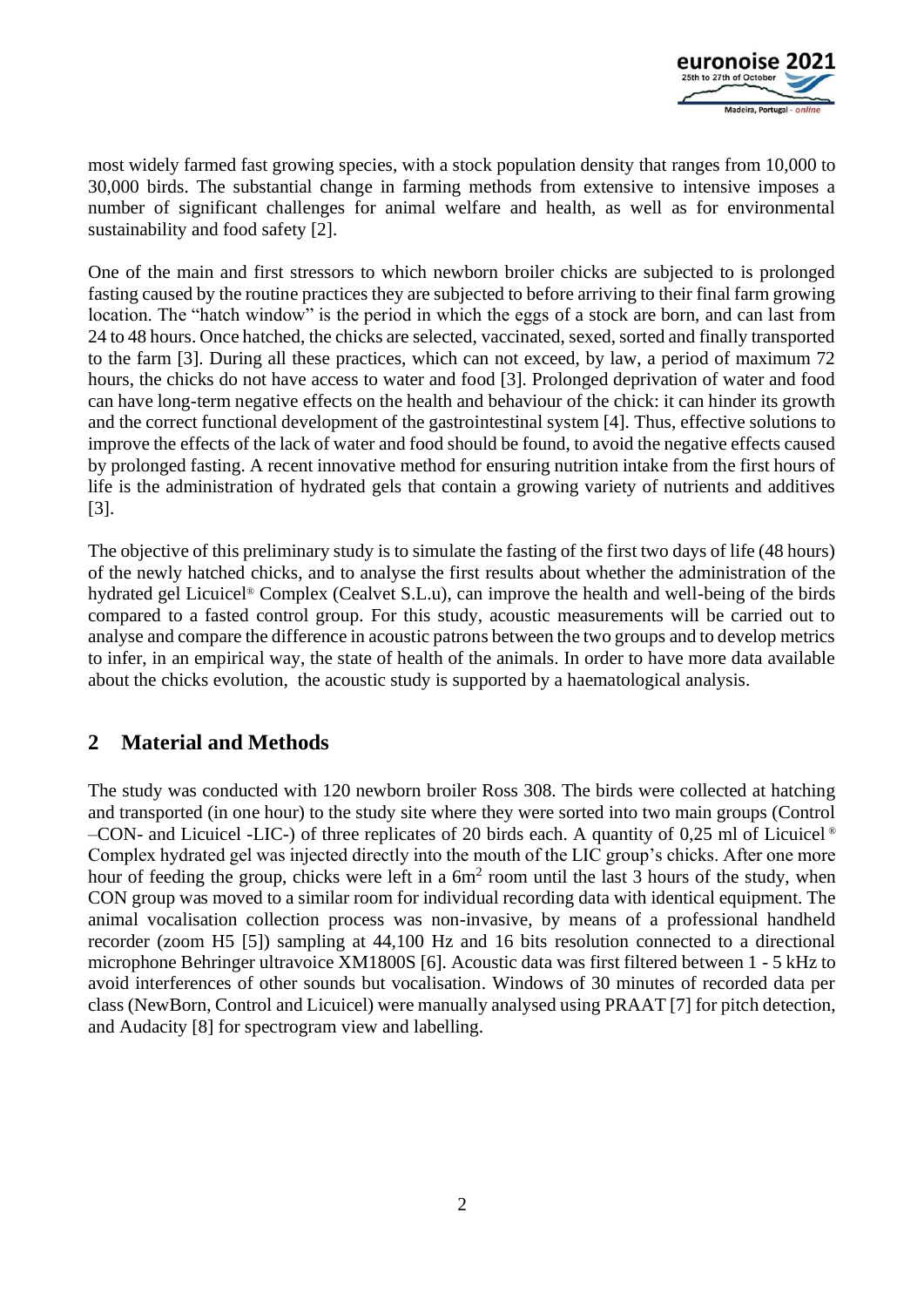most widely farmed fast growing species, with a stock population density that ranges from 10,000 to 30,000 birds. The substantial change in farming methods from extensive to intensive imposes a number of significant challenges for animal welfare and health, as well as for environmental sustainability and food safety [2].

One of the main and first stressors to which newborn broiler chicks are subjected to is prolonged fasting caused by the routine practices they are subjected to before arriving to their final farm growing location. The "hatch window" is the period in which the eggs of a stock are born, and can last from 24 to 48 hours. Once hatched, the chicks are selected, vaccinated, sexed, sorted and finally transported to the farm [3]. During all these practices, which can not exceed, by law, a period of maximum 72 hours, the chicks do not have access to water and food [3]. Prolonged deprivation of water and food can have long-term negative effects on the health and behaviour of the chick: it can hinder its growth and the correct functional development of the gastrointestinal system [4]. Thus, effective solutions to improve the effects of the lack of water and food should be found, to avoid the negative effects caused by prolonged fasting. A recent innovative method for ensuring nutrition intake from the first hours of life is the administration of hydrated gels that contain a growing variety of nutrients and additives [3].

The objective of this preliminary study is to simulate the fasting of the first two days of life (48 hours) of the newly hatched chicks, and to analyse the first results about whether the administration of the hydrated gel Licuicel® Complex (Cealvet S.L.u), can improve the health and well-being of the birds compared to a fasted control group. For this study, acoustic measurements will be carried out to analyse and compare the difference in acoustic patrons between the two groups and to develop metrics to infer, in an empirical way, the state of health of the animals. In order to have more data available about the chicks evolution, the acoustic study is supported by a haematological analysis.

## 2 Material and Methods

The study was conducted with 120 newborn broiler Ross 308. The birds were collected at hatching and transported (in one hour) to the study site where they were sorted into two main groups (Control –CON- and Licuicel -LIC-) of three replicates of 20 birds each. A quantity of 0,25 ml of Licuicel® Complex hydrated gel was injected directly into the mouth of the LIC group's chicks. After one more hour of feeding the group, chicks were left in a 6m$^2$ room until the last 3 hours of the study, when CON group was moved to a similar room for individual recording data with identical equipment. The animal vocalisation collection process was non-invasive, by means of a professional handheld recorder (zoom H5 [5]) sampling at 44,100 Hz and 16 bits resolution connected to a directional microphone Behringer ultravoice XM1800S [6]. Acoustic data was first filtered between 1 - 5 kHz to avoid interferences of other sounds but vocalisation. Windows of 30 minutes of recorded data per class (NewBorn, Control and Licuicel) were manually analysed using PRAAT [7] for pitch detection, and Audacity [8] for spectrogram view and labelling.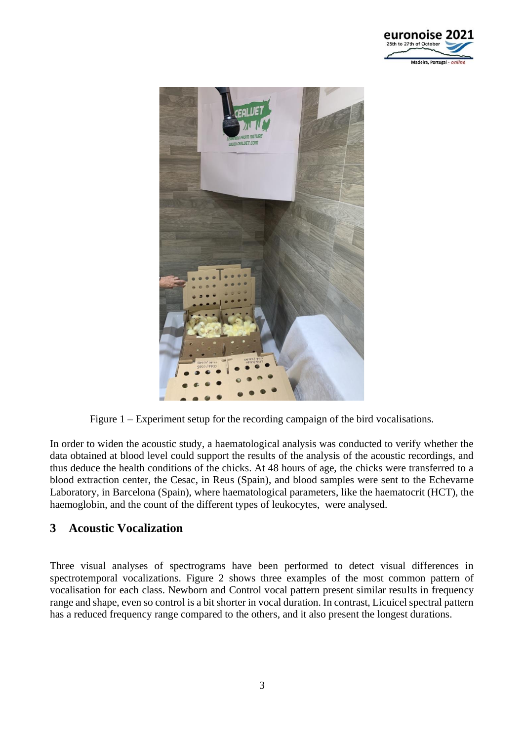Figure 1 – Experiment setup for the recording campaign of the bird vocalisations.

In order to widen the acoustic study, a haematological analysis was conducted to verify whether the data obtained at blood level could support the results of the analysis of the acoustic recordings, and thus deduce the health conditions of the chicks. At 48 hours of age, the chicks were transferred to a blood extraction center, the Cesac, in Reus (Spain), and blood samples were sent to the Echevarne Laboratory, in Barcelona (Spain), where haematological parameters, like the haematocrit (HCT), the haemoglobin, and the count of the different types of leukocytes, were analysed.

## 3 Acoustic Vocalization

Three visual analyses of spectrograms have been performed to detect visual differences in spectrotemporal vocalizations. Figure 2 shows three examples of the most common pattern of vocalisation for each class. Newborn and Control vocal pattern present similar results in frequency range and shape, even so control is a bit shorter in vocal duration. In contrast, Licuicel spectral pattern has a reduced frequency range compared to the others, and it also present the longest durations.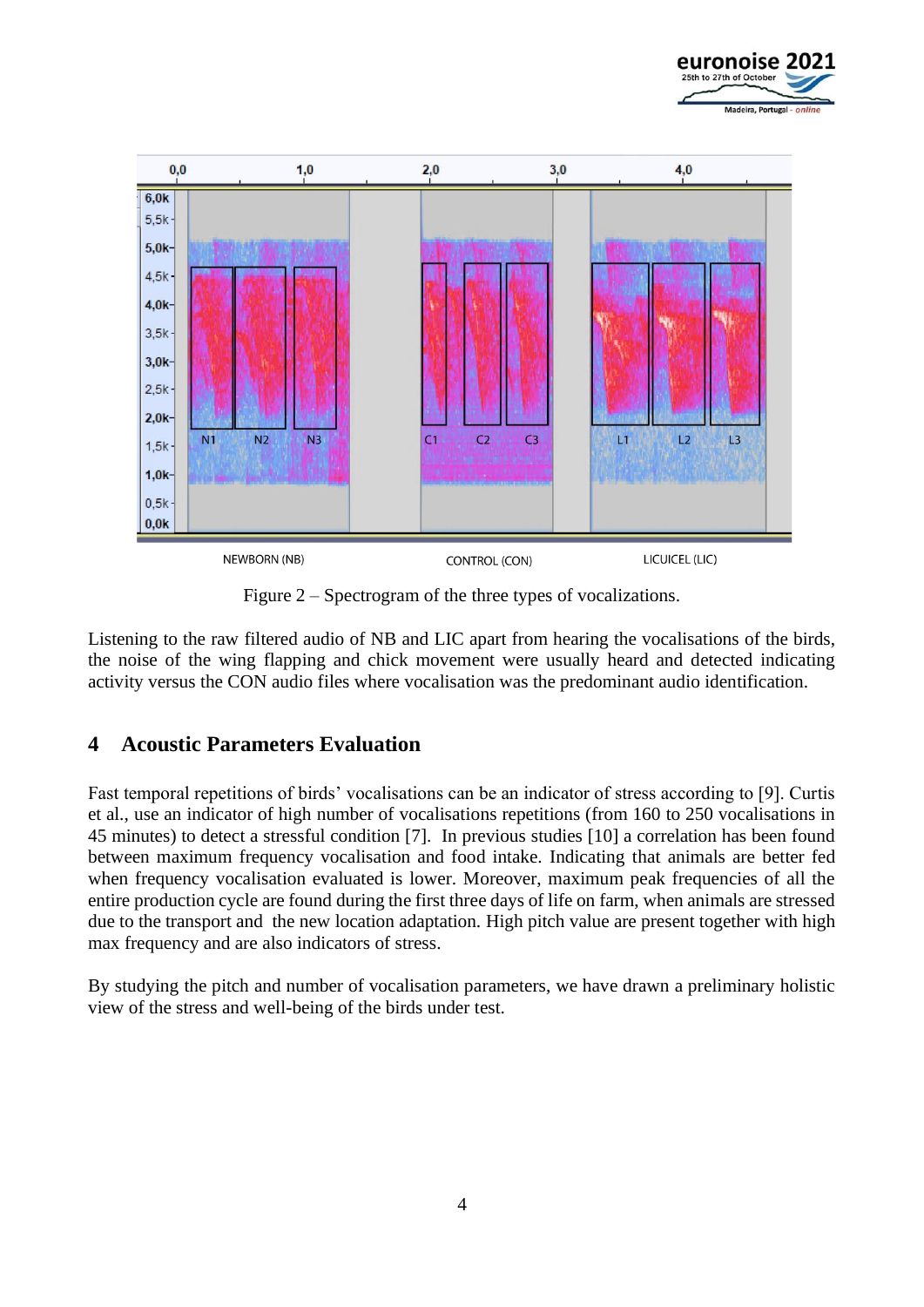Figure 2 – Spectrogram of the three types of vocalizations.

Listening to the raw filtered audio of NB and LIC apart from hearing the vocalisations of the birds, the noise of the wing flapping and chick movement were usually heard and detected indicating activity versus the CON audio files where vocalisation was the predominant audio identification.

## 4 Acoustic Parameters Evaluation

Fast temporal repetitions of birds' vocalisations can be an indicator of stress according to [9]. Curtis et al., use an indicator of high number of vocalisations repetitions (from 160 to 250 vocalisations in 45 minutes) to detect a stressful condition [7]. In previous studies [10] a correlation has been found between maximum frequency vocalisation and food intake. Indicating that animals are better fed when frequency vocalisation evaluated is lower. Moreover, maximum peak frequencies of all the entire production cycle are found during the first three days of life on farm, when animals are stressed due to the transport and the new location adaptation. High pitch value are present together with high max frequency and are also indicators of stress.

By studying the pitch and number of vocalisation parameters, we have drawn a preliminary holistic view of the stress and well-being of the birds under test.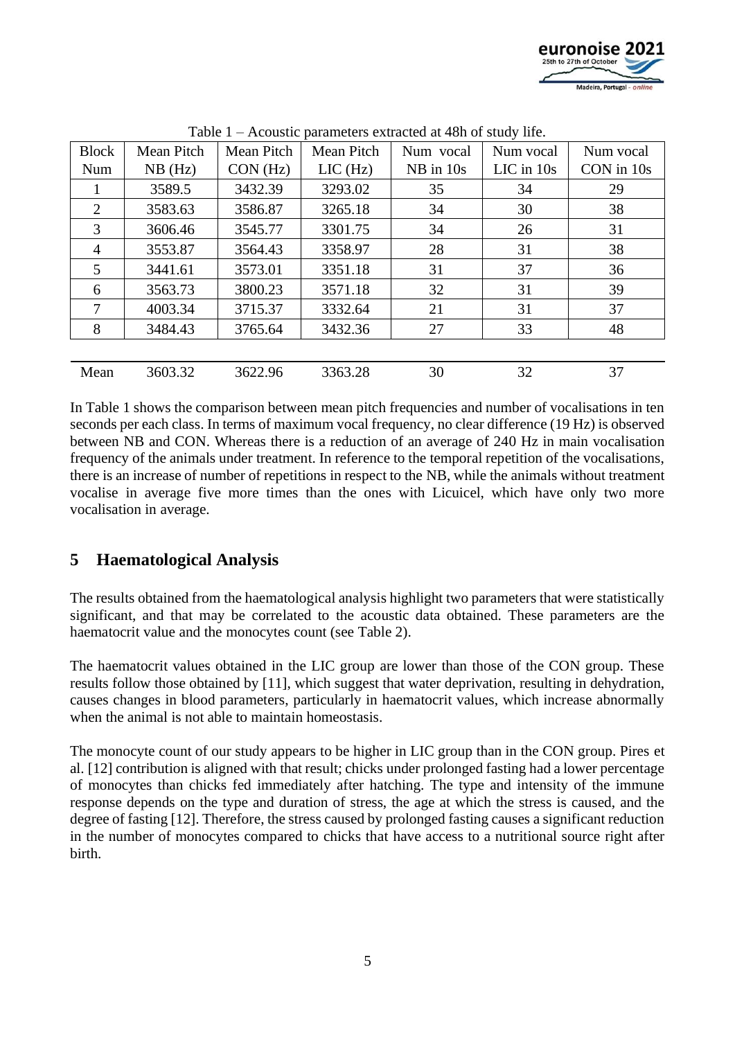Table 1 – Acoustic parameters extracted at 48h of study life.

| Block Num | Mean Pitch NB (Hz) | Mean Pitch CON (Hz) | Mean Pitch LIC (Hz) | Num vocal NB in 10s | Num vocal LIC in 10s | Num vocal CON in 10s |
|---|---|---|---|---|---|---|
| 1 | 3589.5 | 3432.39 | 3293.02 | 35 | 34 | 29 |
| 2 | 3583.63 | 3586.87 | 3265.18 | 34 | 30 | 38 |
| 3 | 3606.46 | 3545.77 | 3301.75 | 34 | 26 | 31 |
| 4 | 3553.87 | 3564.43 | 3358.97 | 28 | 31 | 38 |
| 5 | 3441.61 | 3573.01 | 3351.18 | 31 | 37 | 36 |
| 6 | 3563.73 | 3800.23 | 3571.18 | 32 | 31 | 39 |
| 7 | 4003.34 | 3715.37 | 3332.64 | 21 | 31 | 37 |
| 8 | 3484.43 | 3765.64 | 3432.36 | 27 | 33 | 48 |
| Mean | 3603.32 | 3622.96 | 3363.28 | 30 | 32 | 37 |

In Table 1 shows the comparison between mean pitch frequencies and number of vocalisations in ten seconds per each class. In terms of maximum vocal frequency, no clear difference (19 Hz) is observed between NB and CON. Whereas there is a reduction of an average of 240 Hz in main vocalisation frequency of the animals under treatment. In reference to the temporal repetition of the vocalisations, there is an increase of number of repetitions in respect to the NB, while the animals without treatment vocalise in average five more times than the ones with Licuicel, which have only two more vocalisation in average.

## 5 Haematological Analysis

The results obtained from the haematological analysis highlight two parameters that were statistically significant, and that may be correlated to the acoustic data obtained. These parameters are the haematocrit value and the monocytes count (see Table 2).

The haematocrit values obtained in the LIC group are lower than those of the CON group. These results follow those obtained by [11], which suggest that water deprivation, resulting in dehydration, causes changes in blood parameters, particularly in haematocrit values, which increase abnormally when the animal is not able to maintain homeostasis.

The monocyte count of our study appears to be higher in LIC group than in the CON group. Pires et al. [12] contribution is aligned with that result; chicks under prolonged fasting had a lower percentage of monocytes than chicks fed immediately after hatching. The type and intensity of the immune response depends on the type and duration of stress, the age at which the stress is caused, and the degree of fasting [12]. Therefore, the stress caused by prolonged fasting causes a significant reduction in the number of monocytes compared to chicks that have access to a nutritional source right after birth.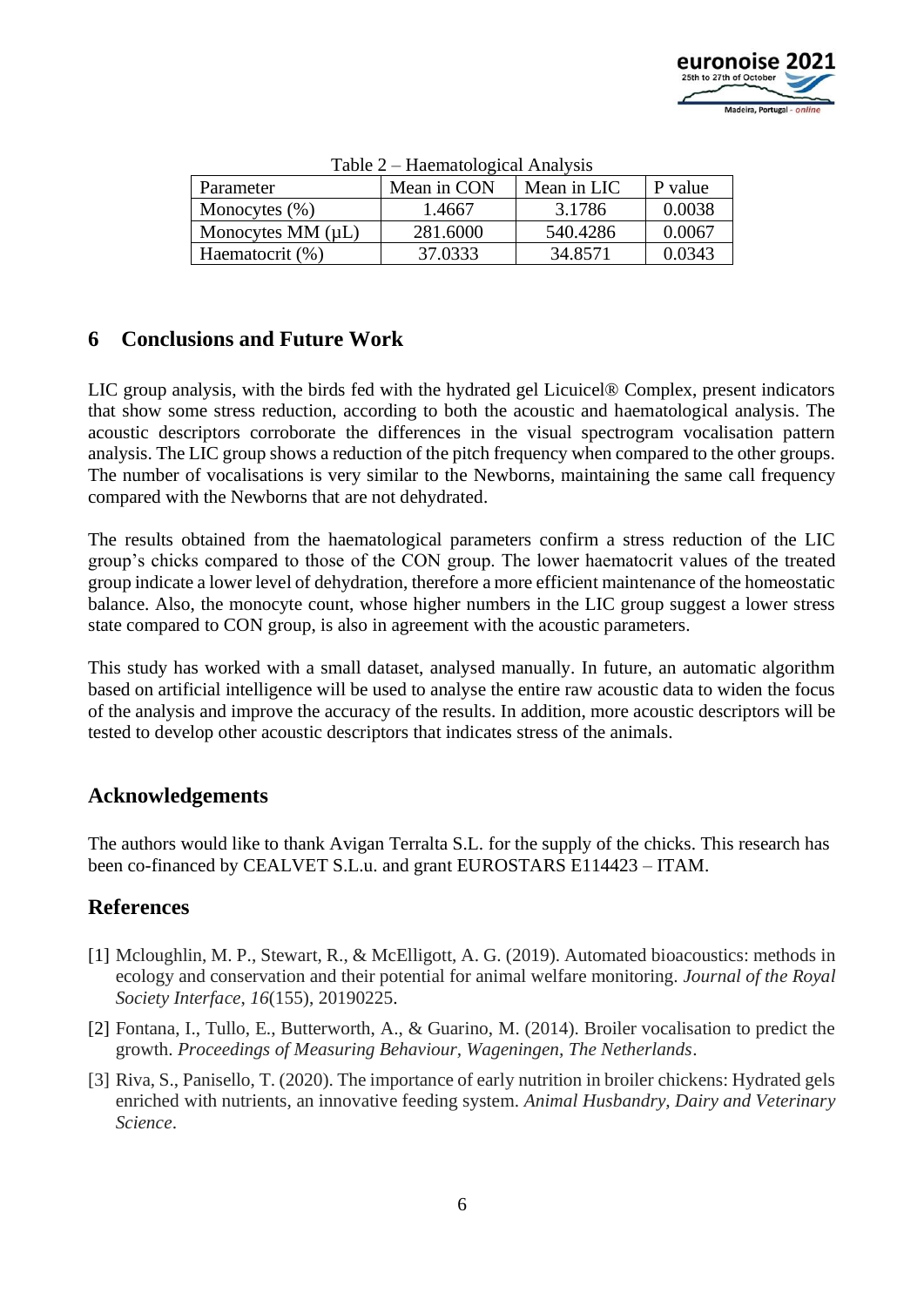Table 2 – Haematological Analysis

| Parameter | Mean in CON | Mean in LIC | P value |
| --- | --- | --- | --- |
| Monocytes (%) | 1.4667 | 3.1786 | 0.0038 |
| Monocytes MM (µL) | 281.6000 | 540.4286 | 0.0067 |
| Haematocrit (%) | 37.0333 | 34.8571 | 0.0343 |

## 6 Conclusions and Future Work

LIC group analysis, with the birds fed with the hydrated gel Licuicel® Complex, present indicators that show some stress reduction, according to both the acoustic and haematological analysis. The acoustic descriptors corroborate the differences in the visual spectrogram vocalisation pattern analysis. The LIC group shows a reduction of the pitch frequency when compared to the other groups. The number of vocalisations is very similar to the Newborns, maintaining the same call frequency compared with the Newborns that are not dehydrated.

The results obtained from the haematological parameters confirm a stress reduction of the LIC group's chicks compared to those of the CON group. The lower haematocrit values of the treated group indicate a lower level of dehydration, therefore a more efficient maintenance of the homeostatic balance. Also, the monocyte count, whose higher numbers in the LIC group suggest a lower stress state compared to CON group, is also in agreement with the acoustic parameters.

This study has worked with a small dataset, analysed manually. In future, an automatic algorithm based on artificial intelligence will be used to analyse the entire raw acoustic data to widen the focus of the analysis and improve the accuracy of the results. In addition, more acoustic descriptors will be tested to develop other acoustic descriptors that indicates stress of the animals.

## Acknowledgements

The authors would like to thank Avigan Terralta S.L. for the supply of the chicks. This research has been co-financed by CEALVET S.L.u. and grant EUROSTARS E114423 – ITAM.

## References

[1] Mcloughlin, M. P., Stewart, R., & McElligott, A. G. (2019). Automated bioacoustics: methods in ecology and conservation and their potential for animal welfare monitoring. *Journal of the Royal Society Interface*, *16*(155), 20190225.

[2] Fontana, I., Tullo, E., Butterworth, A., & Guarino, M. (2014). Broiler vocalisation to predict the growth. *Proceedings of Measuring Behaviour, Wageningen, The Netherlands*.

[3] Riva, S., Panisello, T. (2020). The importance of early nutrition in broiler chickens: Hydrated gels enriched with nutrients, an innovative feeding system. *Animal Husbandry, Dairy and Veterinary Science*.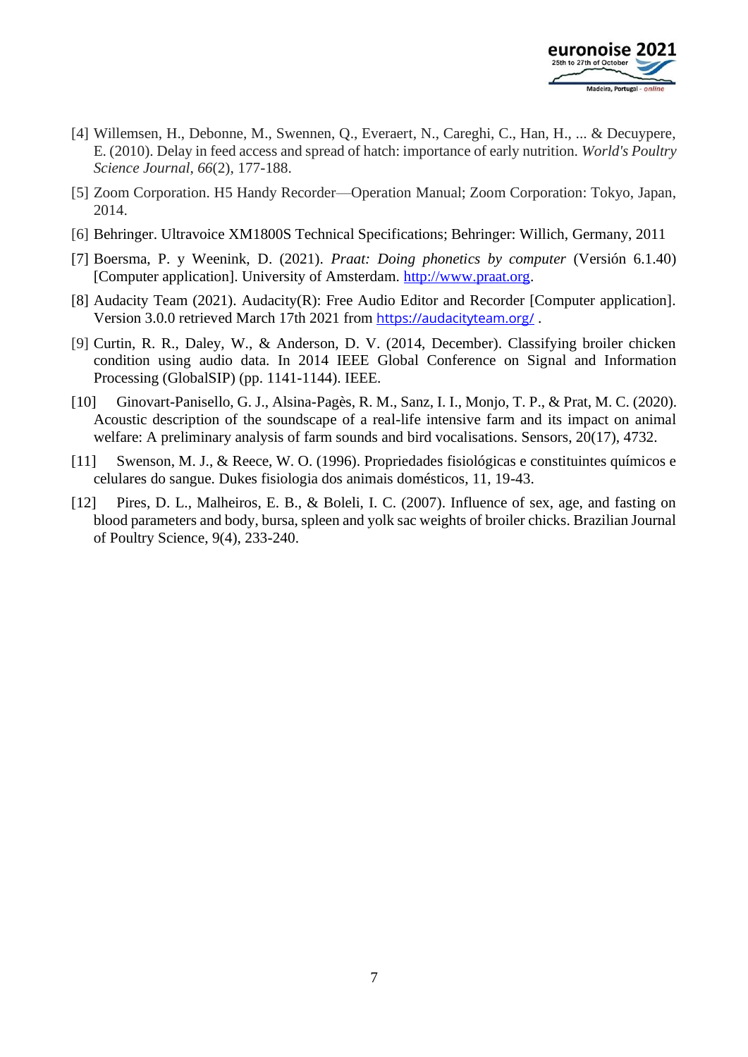[4] Willemsen, H., Debonne, M., Swennen, Q., Everaert, N., Careghi, C., Han, H., ... & Decuypere, E. (2010). Delay in feed access and spread of hatch: importance of early nutrition. *World's Poultry Science Journal*, *66*(2), 177-188.

[5] Zoom Corporation. H5 Handy Recorder—Operation Manual; Zoom Corporation: Tokyo, Japan, 2014.

[6] Behringer. Ultravoice XM1800S Technical Specifications; Behringer: Willich, Germany, 2011

[7] Boersma, P. y Weenink, D. (2021). *Praat: Doing phonetics by computer* (Versión 6.1.40) [Computer application]. University of Amsterdam. http://www.praat.org.

[8] Audacity Team (2021). Audacity(R): Free Audio Editor and Recorder [Computer application]. Version 3.0.0 retrieved March 17th 2021 from https://audacityteam.org/ .

[9] Curtin, R. R., Daley, W., & Anderson, D. V. (2014, December). Classifying broiler chicken condition using audio data. In 2014 IEEE Global Conference on Signal and Information Processing (GlobalSIP) (pp. 1141-1144). IEEE.

[10] Ginovart-Panisello, G. J., Alsina-Pagès, R. M., Sanz, I. I., Monjo, T. P., & Prat, M. C. (2020). Acoustic description of the soundscape of a real-life intensive farm and its impact on animal welfare: A preliminary analysis of farm sounds and bird vocalisations. Sensors, 20(17), 4732.

[11] Swenson, M. J., & Reece, W. O. (1996). Propriedades fisiológicas e constituintes químicos e celulares do sangue. Dukes fisiologia dos animais domésticos, 11, 19-43.

[12] Pires, D. L., Malheiros, E. B., & Boleli, I. C. (2007). Influence of sex, age, and fasting on blood parameters and body, bursa, spleen and yolk sac weights of broiler chicks. Brazilian Journal of Poultry Science, 9(4), 233-240.